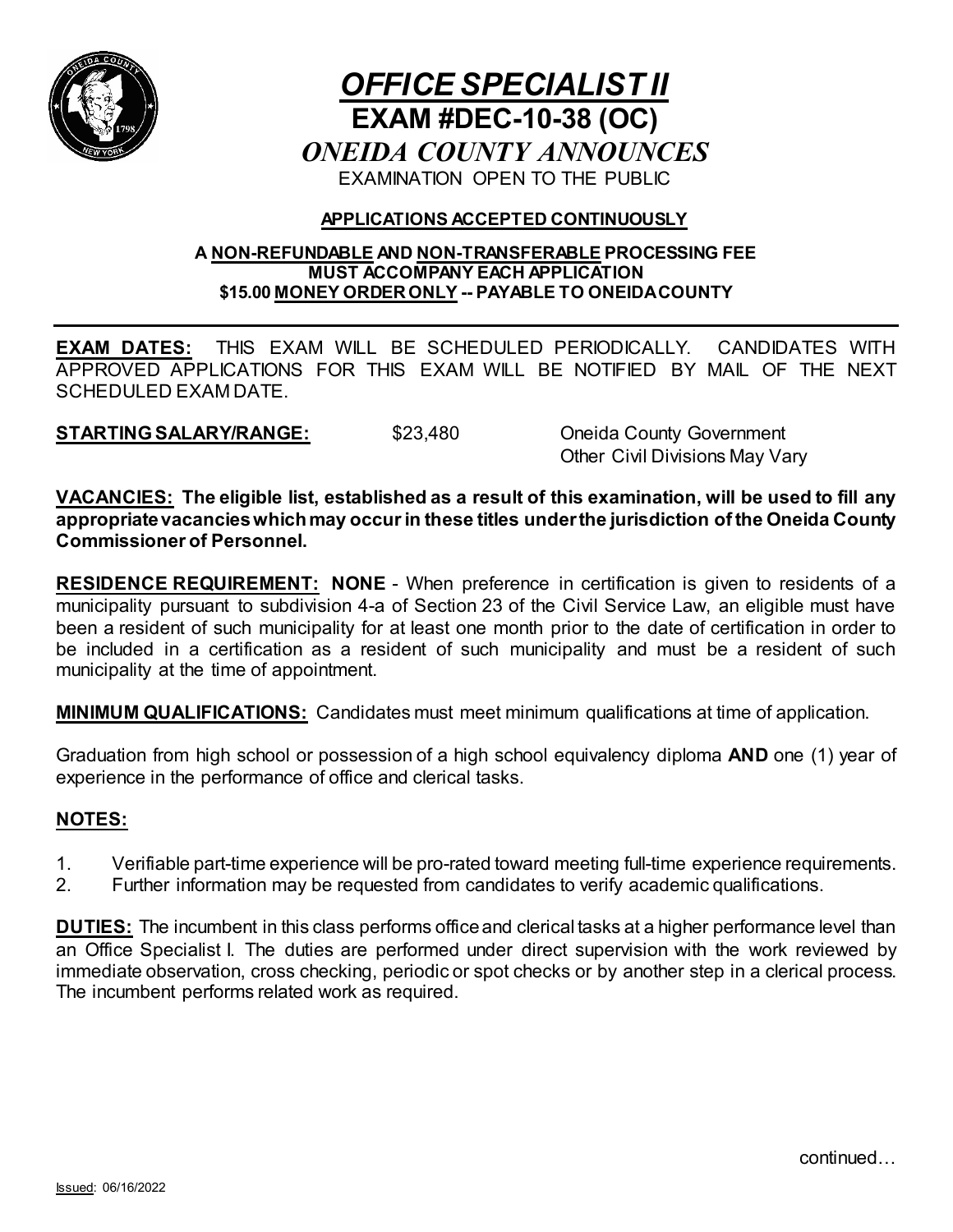# *OFFICE SPECIALIST II*

## EXAM #DEC-10-38 (OC)

## *ONEIDA COUNTY ANNOUNCES*

EXAMINATION OPEN TO THE PUBLIC

**APPLICATIONS ACCEPTED CONTINUOUSLY**

**A NON-REFUNDABLE AND NON-TRANSFERABLE PROCESSING FEE MUST ACCOMPANY EACH APPLICATION**
**$15.00 MONEY ORDER ONLY -- PAYABLE TO ONEIDA COUNTY**

---

**EXAM DATES:** THIS EXAM WILL BE SCHEDULED PERIODICALLY. CANDIDATES WITH APPROVED APPLICATIONS FOR THIS EXAM WILL BE NOTIFIED BY MAIL OF THE NEXT SCHEDULED EXAM DATE.

**STARTING SALARY/RANGE:** $23,480 Oneida County Government
Other Civil Divisions May Vary

**VACANCIES: The eligible list, established as a result of this examination, will be used to fill any appropriate vacancies which may occur in these titles under the jurisdiction of the Oneida County Commissioner of Personnel.**

**RESIDENCE REQUIREMENT: NONE** - When preference in certification is given to residents of a municipality pursuant to subdivision 4-a of Section 23 of the Civil Service Law, an eligible must have been a resident of such municipality for at least one month prior to the date of certification in order to be included in a certification as a resident of such municipality and must be a resident of such municipality at the time of appointment.

**MINIMUM QUALIFICATIONS:** Candidates must meet minimum qualifications at time of application.

Graduation from high school or possession of a high school equivalency diploma **AND** one (1) year of experience in the performance of office and clerical tasks.

**NOTES:**

1. Verifiable part-time experience will be pro-rated toward meeting full-time experience requirements.
2. Further information may be requested from candidates to verify academic qualifications.

**DUTIES:** The incumbent in this class performs office and clerical tasks at a higher performance level than an Office Specialist I. The duties are performed under direct supervision with the work reviewed by immediate observation, cross checking, periodic or spot checks or by another step in a clerical process. The incumbent performs related work as required.

continued…

Issued: 06/16/2022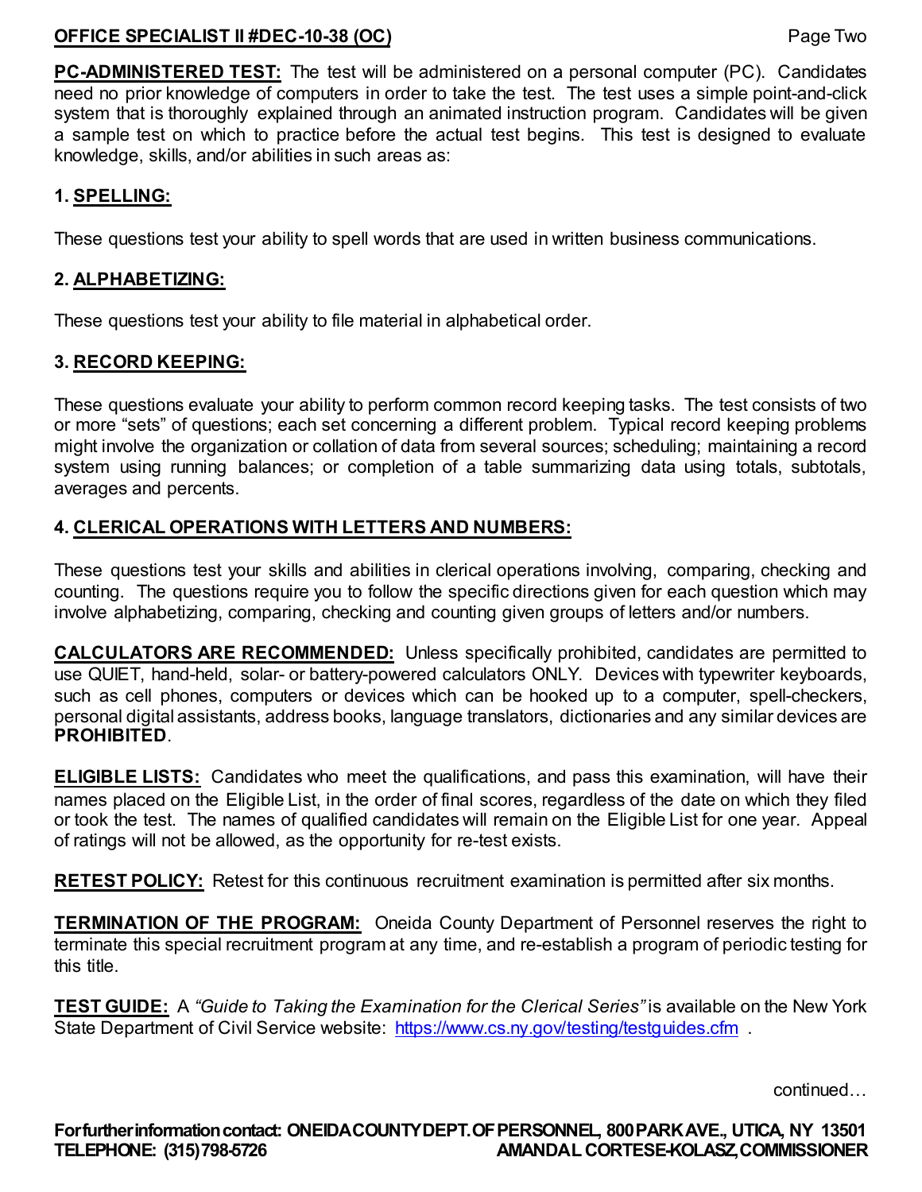**PC-ADMINISTERED TEST:** The test will be administered on a personal computer (PC). Candidates need no prior knowledge of computers in order to take the test. The test uses a simple point-and-click system that is thoroughly explained through an animated instruction program. Candidates will be given a sample test on which to practice before the actual test begins. This test is designed to evaluate knowledge, skills, and/or abilities in such areas as:

**1. SPELLING:**

These questions test your ability to spell words that are used in written business communications.

**2. ALPHABETIZING:**

These questions test your ability to file material in alphabetical order.

**3. RECORD KEEPING:**

These questions evaluate your ability to perform common record keeping tasks. The test consists of two or more "sets" of questions; each set concerning a different problem. Typical record keeping problems might involve the organization or collation of data from several sources; scheduling; maintaining a record system using running balances; or completion of a table summarizing data using totals, subtotals, averages and percents.

**4. CLERICAL OPERATIONS WITH LETTERS AND NUMBERS:**

These questions test your skills and abilities in clerical operations involving, comparing, checking and counting. The questions require you to follow the specific directions given for each question which may involve alphabetizing, comparing, checking and counting given groups of letters and/or numbers.

**CALCULATORS ARE RECOMMENDED:** Unless specifically prohibited, candidates are permitted to use QUIET, hand-held, solar- or battery-powered calculators ONLY. Devices with typewriter keyboards, such as cell phones, computers or devices which can be hooked up to a computer, spell-checkers, personal digital assistants, address books, language translators, dictionaries and any similar devices are **PROHIBITED**.

**ELIGIBLE LISTS:** Candidates who meet the qualifications, and pass this examination, will have their names placed on the Eligible List, in the order of final scores, regardless of the date on which they filed or took the test. The names of qualified candidates will remain on the Eligible List for one year. Appeal of ratings will not be allowed, as the opportunity for re-test exists.

**RETEST POLICY:** Retest for this continuous recruitment examination is permitted after six months.

**TERMINATION OF THE PROGRAM:** Oneida County Department of Personnel reserves the right to terminate this special recruitment program at any time, and re-establish a program of periodic testing for this title.

**TEST GUIDE:** A *"Guide to Taking the Examination for the Clerical Series"* is available on the New York State Department of Civil Service website: https://www.cs.ny.gov/testing/testguides.cfm .

continued…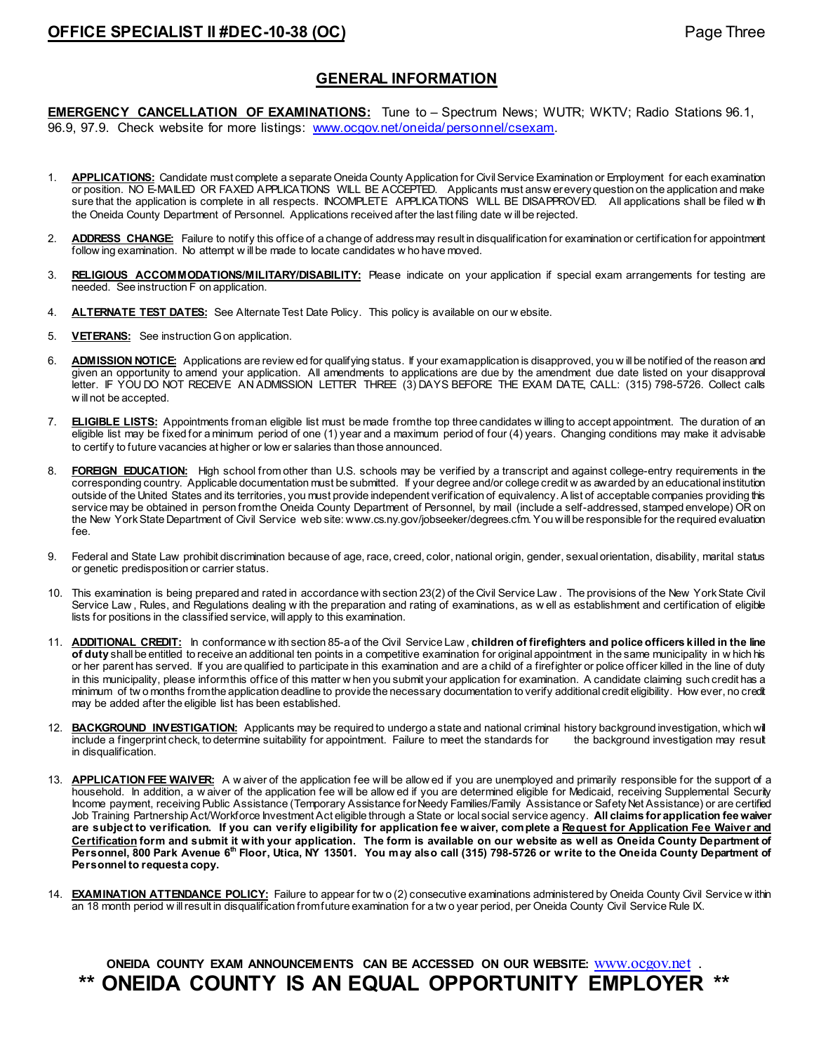## GENERAL INFORMATION

**EMERGENCY CANCELLATION OF EXAMINATIONS:** Tune to – Spectrum News; WUTR; WKTV; Radio Stations 96.1, 96.9, 97.9. Check website for more listings: www.ocgov.net/oneida/personnel/csexam.

1. **APPLICATIONS:** Candidate must complete a separate Oneida County Application for Civil Service Examination or Employment for each examination or position. NO E-MAILED OR FAXED APPLICATIONS WILL BE ACCEPTED. Applicants must answer every question on the application and make sure that the application is complete in all respects. INCOMPLETE APPLICATIONS WILL BE DISAPPROVED. All applications shall be filed with the Oneida County Department of Personnel. Applications received after the last filing date will be rejected.

2. **ADDRESS CHANGE:** Failure to notify this office of a change of address may result in disqualification for examination or certification for appointment following examination. No attempt will be made to locate candidates who have moved.

3. **RELIGIOUS ACCOMMODATIONS/MILITARY/DISABILITY:** Please indicate on your application if special exam arrangements for testing are needed. See instruction F on application.

4. **ALTERNATE TEST DATES:** See Alternate Test Date Policy. This policy is available on our website.

5. **VETERANS:** See instruction G on application.

6. **ADMISSION NOTICE:** Applications are reviewed for qualifying status. If your exam application is disapproved, you will be notified of the reason and given an opportunity to amend your application. All amendments to applications are due by the amendment due date listed on your disapproval letter. IF YOU DO NOT RECEIVE AN ADMISSION LETTER THREE (3) DAYS BEFORE THE EXAM DATE, CALL: (315) 798-5726. Collect calls will not be accepted.

7. **ELIGIBLE LISTS:** Appointments from an eligible list must be made from the top three candidates willing to accept appointment. The duration of an eligible list may be fixed for a minimum period of one (1) year and a maximum period of four (4) years. Changing conditions may make it advisable to certify to future vacancies at higher or lower salaries than those announced.

8. **FOREIGN EDUCATION:** High school from other than U.S. schools may be verified by a transcript and against college-entry requirements in the corresponding country. Applicable documentation must be submitted. If your degree and/or college credit was awarded by an educational institution outside of the United States and its territories, you must provide independent verification of equivalency. A list of acceptable companies providing this service may be obtained in person from the Oneida County Department of Personnel, by mail (include a self-addressed, stamped envelope) OR on the New York State Department of Civil Service web site: www.cs.ny.gov/jobseeker/degrees.cfm. You will be responsible for the required evaluation fee.

9. Federal and State Law prohibit discrimination because of age, race, creed, color, national origin, gender, sexual orientation, disability, marital status or genetic predisposition or carrier status.

10. This examination is being prepared and rated in accordance with section 23(2) of the Civil Service Law. The provisions of the New York State Civil Service Law, Rules, and Regulations dealing with the preparation and rating of examinations, as well as establishment and certification of eligible lists for positions in the classified service, will apply to this examination.

11. **ADDITIONAL CREDIT:** In conformance with section 85-a of the Civil Service Law, **children of firefighters and police officers killed in the line of duty** shall be entitled to receive an additional ten points in a competitive examination for original appointment in the same municipality in which his or her parent has served. If you are qualified to participate in this examination and are a child of a firefighter or police officer killed in the line of duty in this municipality, please inform this office of this matter when you submit your application for examination. A candidate claiming such credit has a minimum of two months from the application deadline to provide the necessary documentation to verify additional credit eligibility. However, no credit may be added after the eligible list has been established.

12. **BACKGROUND INVESTIGATION:** Applicants may be required to undergo a state and national criminal history background investigation, which will include a fingerprint check, to determine suitability for appointment. Failure to meet the standards for the background investigation may result in disqualification.

13. **APPLICATION FEE WAIVER:** A waiver of the application fee will be allowed if you are unemployed and primarily responsible for the support of a household. In addition, a waiver of the application fee will be allowed if you are determined eligible for Medicaid, receiving Supplemental Security Income payment, receiving Public Assistance (Temporary Assistance for Needy Families/Family Assistance or Safety Net Assistance) or are certified Job Training Partnership Act/Workforce Investment Act eligible through a State or local social service agency. **All claims for application fee waiver are subject to verification. If you can verify eligibility for application fee waiver, complete a Request for Application Fee Waiver and Certification form and submit it with your application. The form is available on our website as well as Oneida County Department of Personnel, 800 Park Avenue 6th Floor, Utica, NY 13501. You may also call (315) 798-5726 or write to the Oneida County Department of Personnel to request a copy.**

14. **EXAMINATION ATTENDANCE POLICY:** Failure to appear for two (2) consecutive examinations administered by Oneida County Civil Service within an 18 month period will result in disqualification from future examination for a two year period, per Oneida County Civil Service Rule IX.

**ONEIDA COUNTY EXAM ANNOUNCEMENTS CAN BE ACCESSED ON OUR WEBSITE:** www.ocgov.net .

## ** ONEIDA COUNTY IS AN EQUAL OPPORTUNITY EMPLOYER **